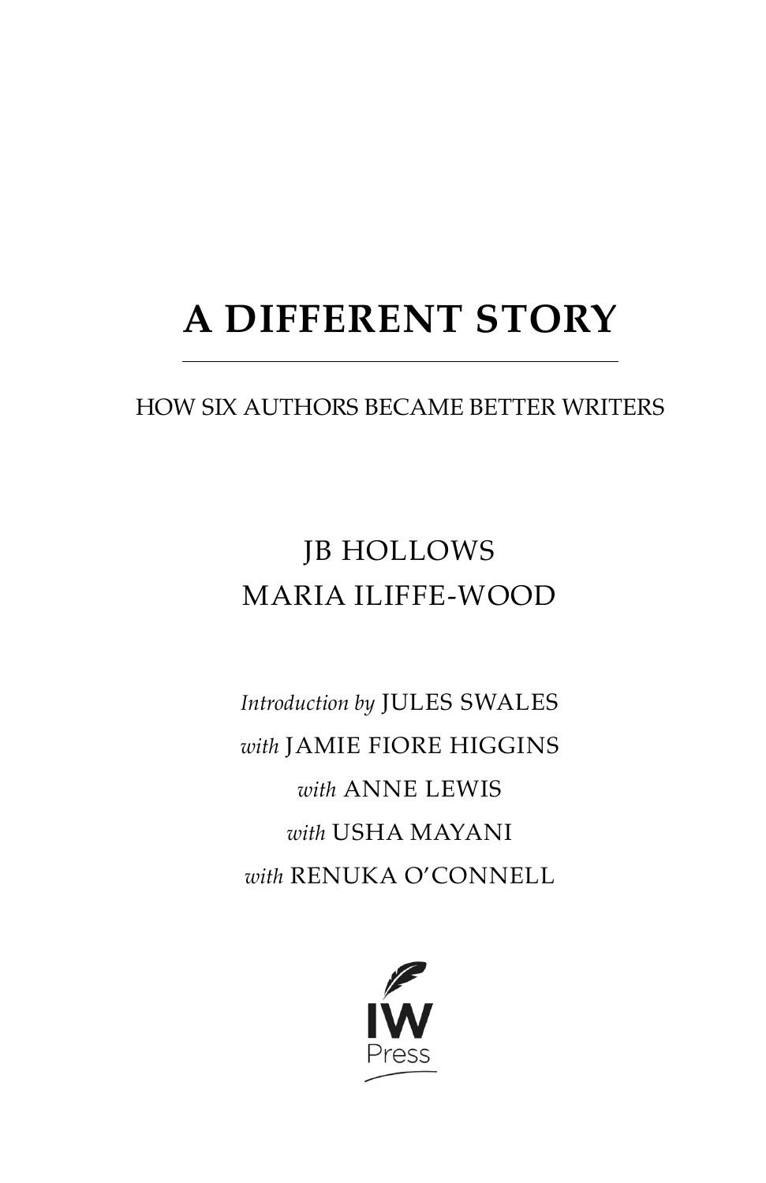# A DIFFERENT STORY

HOW SIX AUTHORS BECAME BETTER WRITERS

JB HOLLOWS
MARIA ILIFFE-WOOD

*Introduction by* JULES SWALES
*with* JAMIE FIORE HIGGINS
*with* ANNE LEWIS
*with* USHA MAYANI
*with* RENUKA O'CONNELL

IW Press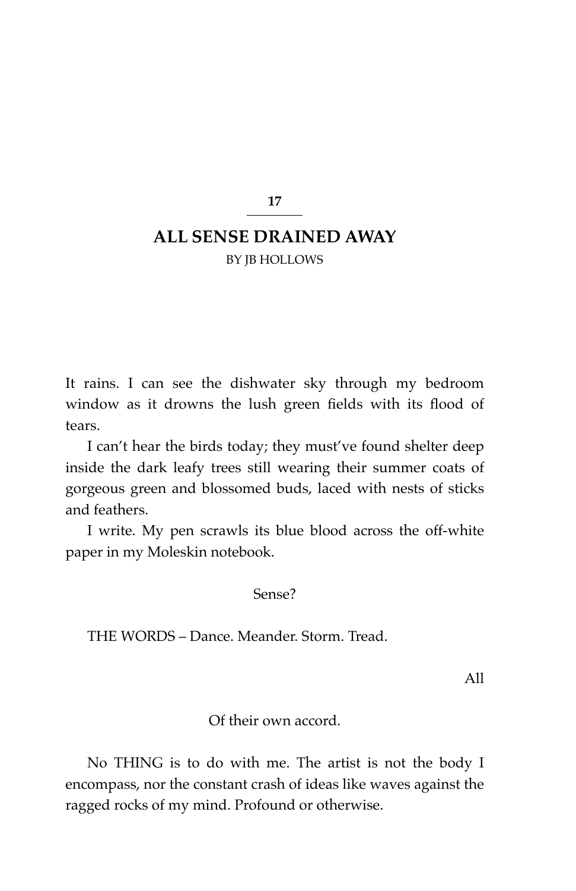17

## ALL SENSE DRAINED AWAY

BY JB HOLLOWS

It rains. I can see the dishwater sky through my bedroom window as it drowns the lush green fields with its flood of tears.

I can't hear the birds today; they must've found shelter deep inside the dark leafy trees still wearing their summer coats of gorgeous green and blossomed buds, laced with nests of sticks and feathers.

I write. My pen scrawls its blue blood across the off-white paper in my Moleskin notebook.

Sense?

THE WORDS – Dance. Meander. Storm. Tread.

All

Of their own accord.

No THING is to do with me. The artist is not the body I encompass, nor the constant crash of ideas like waves against the ragged rocks of my mind. Profound or otherwise.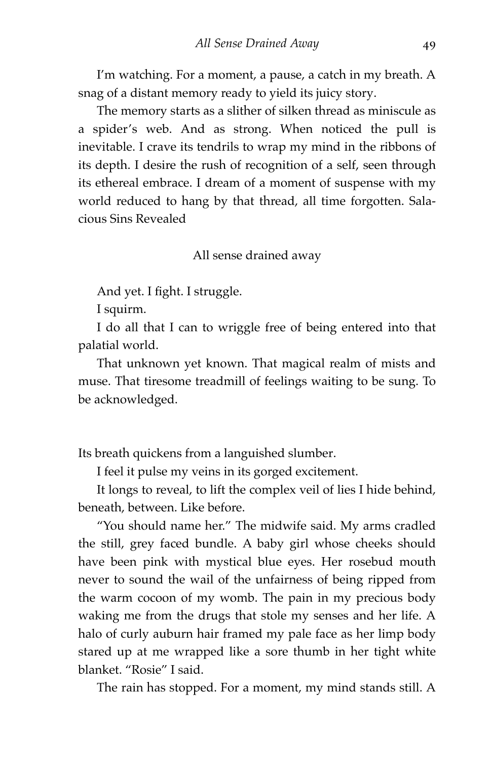I'm watching. For a moment, a pause, a catch in my breath. A snag of a distant memory ready to yield its juicy story.

The memory starts as a slither of silken thread as miniscule as a spider's web. And as strong. When noticed the pull is inevitable. I crave its tendrils to wrap my mind in the ribbons of its depth. I desire the rush of recognition of a self, seen through its ethereal embrace. I dream of a moment of suspense with my world reduced to hang by that thread, all time forgotten. Salacious Sins Revealed

All sense drained away

And yet. I fight. I struggle.

I squirm.

I do all that I can to wriggle free of being entered into that palatial world.

That unknown yet known. That magical realm of mists and muse. That tiresome treadmill of feelings waiting to be sung. To be acknowledged.

Its breath quickens from a languished slumber.

I feel it pulse my veins in its gorged excitement.

It longs to reveal, to lift the complex veil of lies I hide behind, beneath, between. Like before.

"You should name her." The midwife said. My arms cradled the still, grey faced bundle. A baby girl whose cheeks should have been pink with mystical blue eyes. Her rosebud mouth never to sound the wail of the unfairness of being ripped from the warm cocoon of my womb. The pain in my precious body waking me from the drugs that stole my senses and her life. A halo of curly auburn hair framed my pale face as her limp body stared up at me wrapped like a sore thumb in her tight white blanket. "Rosie" I said.

The rain has stopped. For a moment, my mind stands still. A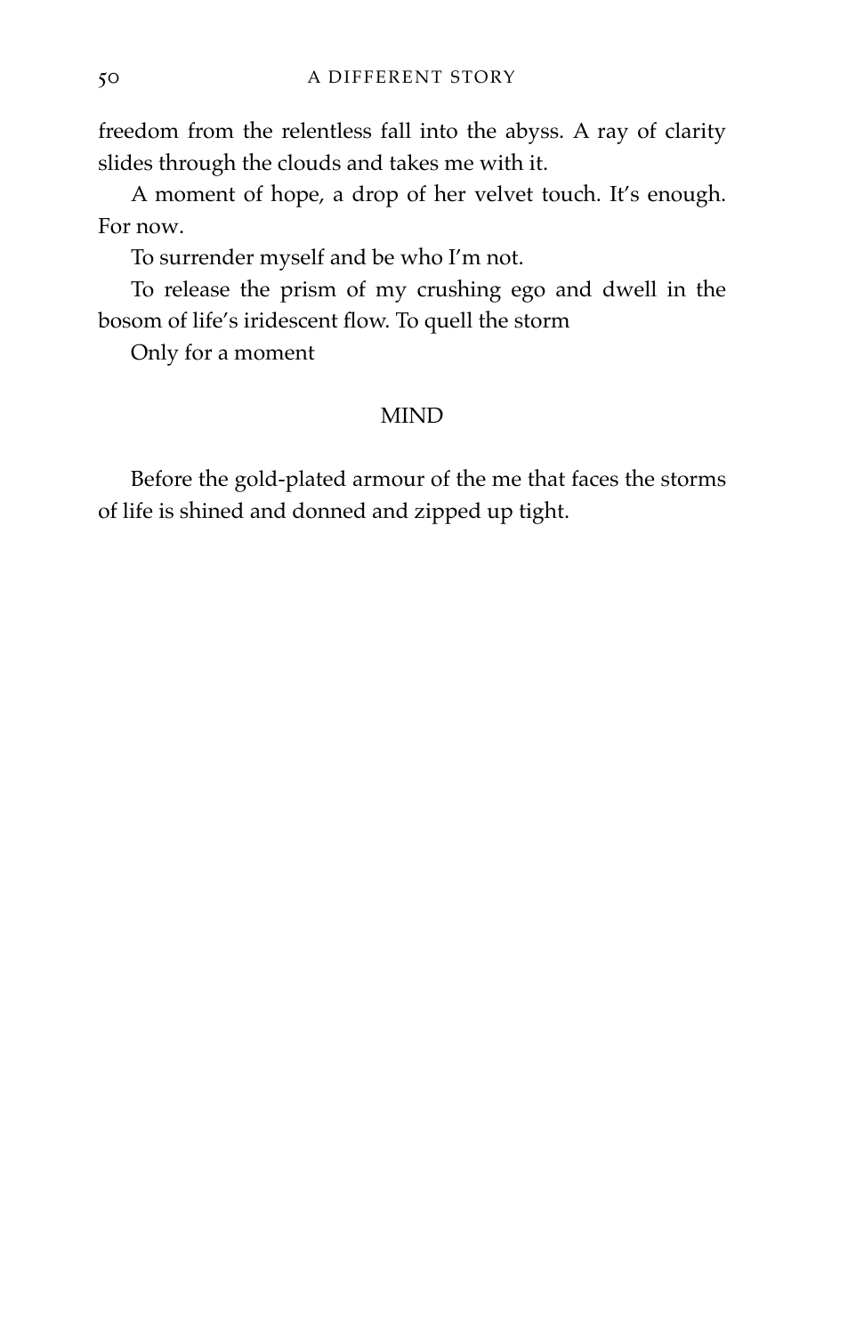freedom from the relentless fall into the abyss. A ray of clarity slides through the clouds and takes me with it.

A moment of hope, a drop of her velvet touch. It's enough. For now.

To surrender myself and be who I'm not.

To release the prism of my crushing ego and dwell in the bosom of life's iridescent flow. To quell the storm

Only for a moment

MIND

Before the gold-plated armour of the me that faces the storms of life is shined and donned and zipped up tight.